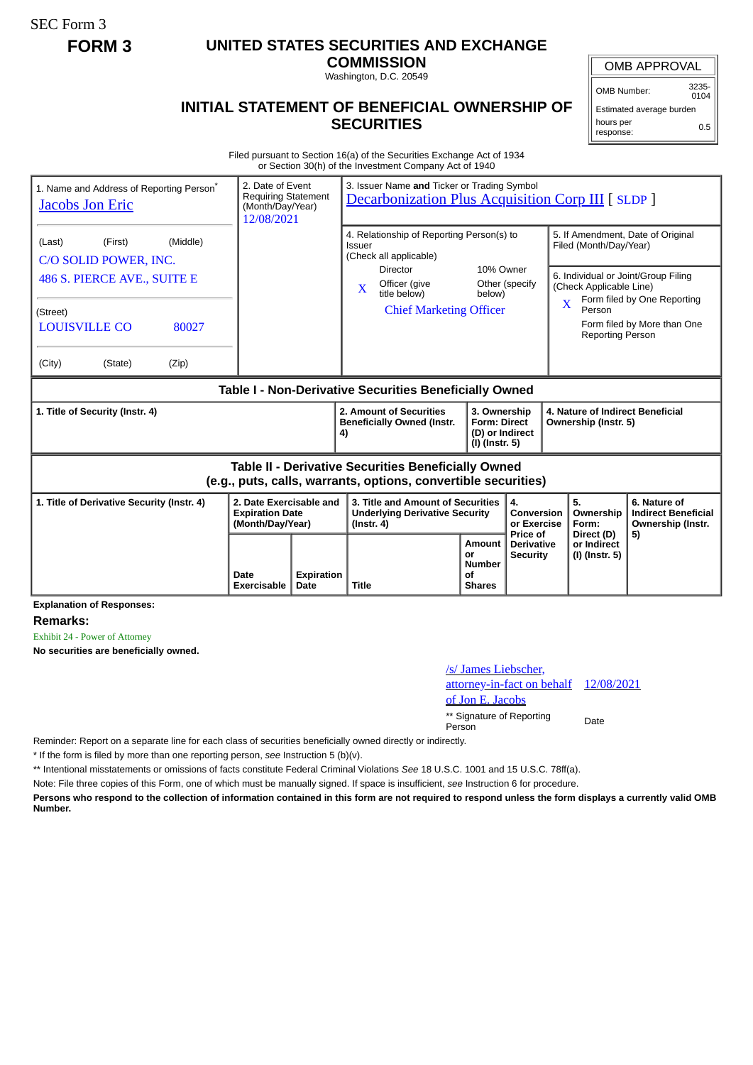SEC Form 3

# FORM 3

## UNITED STATES SECURITIES AND EXCHANGE COMMISSION

Washington, D.C. 20549

## INITIAL STATEMENT OF BENEFICIAL OWNERSHIP OF SECURITIES

| OMB APPROVAL | |
|---|---|
| OMB Number: | 3235-0104 |
| Estimated average burden | |
| hours per response: | 0.5 |

Filed pursuant to Section 16(a) of the Securities Exchange Act of 1934
or Section 30(h) of the Investment Company Act of 1940

| 1. Name and Address of Reporting Person* | 2. Date of Event Requiring Statement (Month/Day/Year) | 3. Issuer Name **and** Ticker or Trading Symbol |
|---|---|---|
| Jacobs Jon Eric | 12/08/2021 | Decarbonization Plus Acquisition Corp III [ SLDP ] |
| (Last) (First) (Middle) C/O SOLID POWER, INC. 486 S. PIERCE AVE., SUITE E | | 4. Relationship of Reporting Person(s) to Issuer (Check all applicable): Director; 10% Owner; X Officer (give title below); Other (specify below) — Chief Marketing Officer |
| (Street) LOUISVILLE CO 80027 | | 5. If Amendment, Date of Original Filed (Month/Day/Year) |
| (City) (State) (Zip) | | 6. Individual or Joint/Group Filing (Check Applicable Line): X Form filed by One Reporting Person; Form filed by More than One Reporting Person |

### Table I - Non-Derivative Securities Beneficially Owned

| 1. Title of Security (Instr. 4) | 2. Amount of Securities Beneficially Owned (Instr. 4) | 3. Ownership Form: Direct (D) or Indirect (I) (Instr. 5) | 4. Nature of Indirect Beneficial Ownership (Instr. 5) |
|---|---|---|---|

### Table II - Derivative Securities Beneficially Owned (e.g., puts, calls, warrants, options, convertible securities)

| 1. Title of Derivative Security (Instr. 4) | 2. Date Exercisable and Expiration Date (Month/Day/Year) | | 3. Title and Amount of Securities Underlying Derivative Security (Instr. 4) | | 4. Conversion or Exercise Price of Derivative Security | 5. Ownership Form: Direct (D) or Indirect (I) (Instr. 5) | 6. Nature of Indirect Beneficial Ownership (Instr. 5) |
|---|---|---|---|---|---|---|---|
| | Date Exercisable | Expiration Date | Title | Amount or Number of Shares | | | |

**Explanation of Responses:**

**Remarks:**

Exhibit 24 - Power of Attorney

**No securities are beneficially owned.**

| /s/ James Liebscher, attorney-in-fact on behalf of Jon E. Jacobs | 12/08/2021 |
|---|---|
| ** Signature of Reporting Person | Date |

Reminder: Report on a separate line for each class of securities beneficially owned directly or indirectly.

* If the form is filed by more than one reporting person, *see* Instruction 5 (b)(v).

** Intentional misstatements or omissions of facts constitute Federal Criminal Violations *See* 18 U.S.C. 1001 and 15 U.S.C. 78ff(a).

Note: File three copies of this Form, one of which must be manually signed. If space is insufficient, *see* Instruction 6 for procedure.

**Persons who respond to the collection of information contained in this form are not required to respond unless the form displays a currently valid OMB Number.**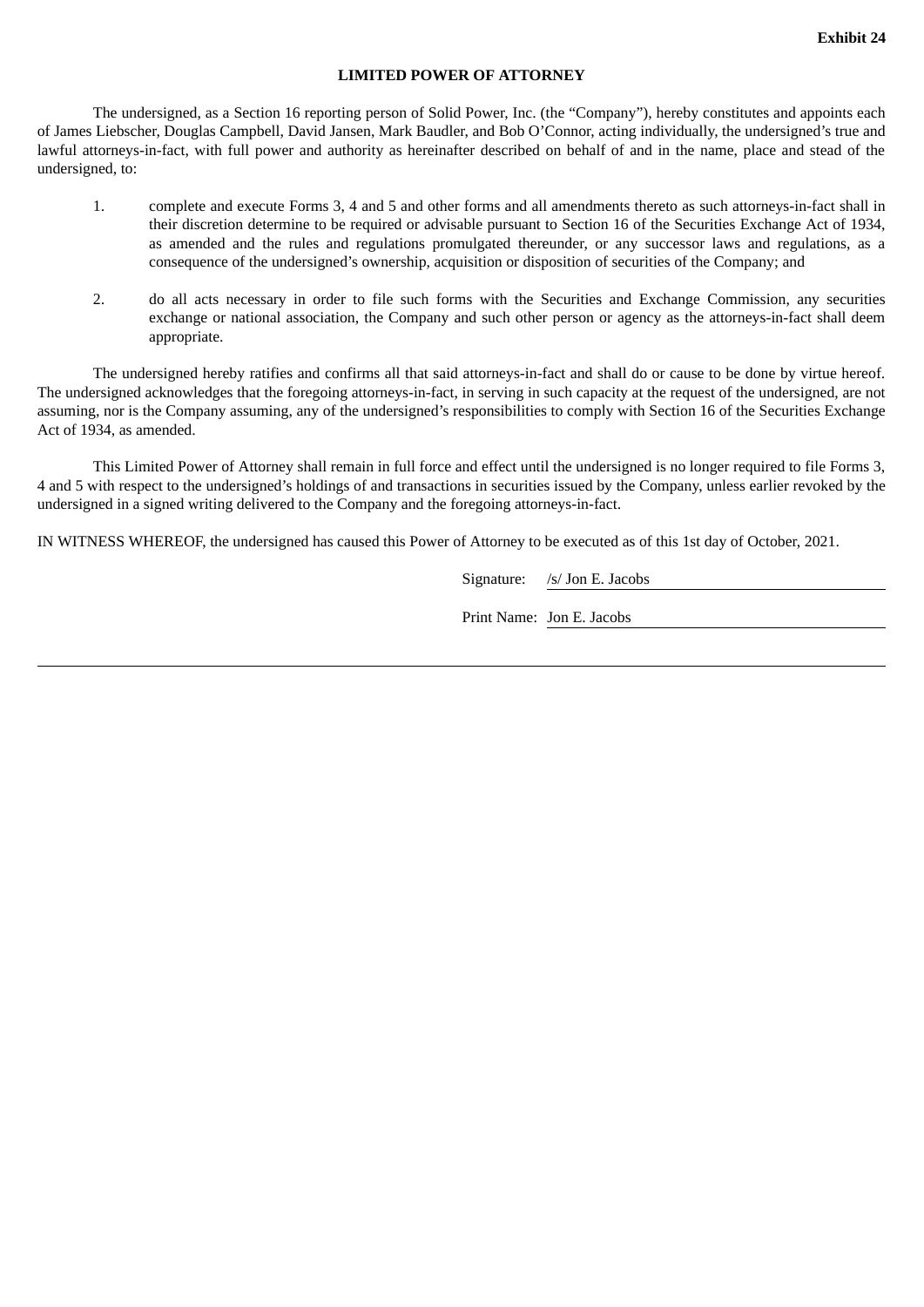**Exhibit 24**

**LIMITED POWER OF ATTORNEY**

The undersigned, as a Section 16 reporting person of Solid Power, Inc. (the "Company"), hereby constitutes and appoints each of James Liebscher, Douglas Campbell, David Jansen, Mark Baudler, and Bob O'Connor, acting individually, the undersigned's true and lawful attorneys-in-fact, with full power and authority as hereinafter described on behalf of and in the name, place and stead of the undersigned, to:

1. complete and execute Forms 3, 4 and 5 and other forms and all amendments thereto as such attorneys-in-fact shall in their discretion determine to be required or advisable pursuant to Section 16 of the Securities Exchange Act of 1934, as amended and the rules and regulations promulgated thereunder, or any successor laws and regulations, as a consequence of the undersigned's ownership, acquisition or disposition of securities of the Company; and

2. do all acts necessary in order to file such forms with the Securities and Exchange Commission, any securities exchange or national association, the Company and such other person or agency as the attorneys-in-fact shall deem appropriate.

The undersigned hereby ratifies and confirms all that said attorneys-in-fact and shall do or cause to be done by virtue hereof. The undersigned acknowledges that the foregoing attorneys-in-fact, in serving in such capacity at the request of the undersigned, are not assuming, nor is the Company assuming, any of the undersigned's responsibilities to comply with Section 16 of the Securities Exchange Act of 1934, as amended.

This Limited Power of Attorney shall remain in full force and effect until the undersigned is no longer required to file Forms 3, 4 and 5 with respect to the undersigned's holdings of and transactions in securities issued by the Company, unless earlier revoked by the undersigned in a signed writing delivered to the Company and the foregoing attorneys-in-fact.

IN WITNESS WHEREOF, the undersigned has caused this Power of Attorney to be executed as of this 1st day of October, 2021.

Signature: /s/ Jon E. Jacobs

Print Name: Jon E. Jacobs